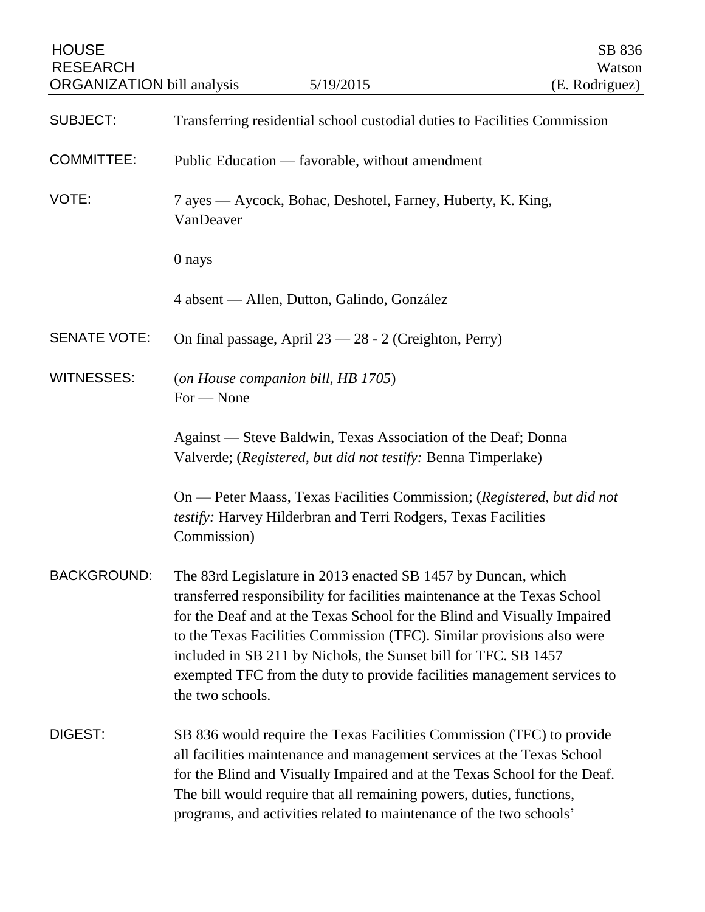HOUSE RESEARCH ORGANIZATION bill analysis — 5/19/2015

SB 836
Watson
(E. Rodriguez)

**SUBJECT:** Transferring residential school custodial duties to Facilities Commission

**COMMITTEE:** Public Education — favorable, without amendment

**VOTE:** 7 ayes — Aycock, Bohac, Deshotel, Farney, Huberty, K. King, VanDeaver

0 nays

4 absent — Allen, Dutton, Galindo, González

**SENATE VOTE:** On final passage, April 23 — 28 - 2 (Creighton, Perry)

**WITNESSES:** (*on House companion bill, HB 1705*)
For — None

Against — Steve Baldwin, Texas Association of the Deaf; Donna Valverde; (*Registered, but did not testify:* Benna Timperlake)

On — Peter Maass, Texas Facilities Commission; (*Registered, but did not testify:* Harvey Hilderbran and Terri Rodgers, Texas Facilities Commission)

**BACKGROUND:** The 83rd Legislature in 2013 enacted SB 1457 by Duncan, which transferred responsibility for facilities maintenance at the Texas School for the Deaf and at the Texas School for the Blind and Visually Impaired to the Texas Facilities Commission (TFC). Similar provisions also were included in SB 211 by Nichols, the Sunset bill for TFC. SB 1457 exempted TFC from the duty to provide facilities management services to the two schools.

**DIGEST:** SB 836 would require the Texas Facilities Commission (TFC) to provide all facilities maintenance and management services at the Texas School for the Blind and Visually Impaired and at the Texas School for the Deaf. The bill would require that all remaining powers, duties, functions, programs, and activities related to maintenance of the two schools'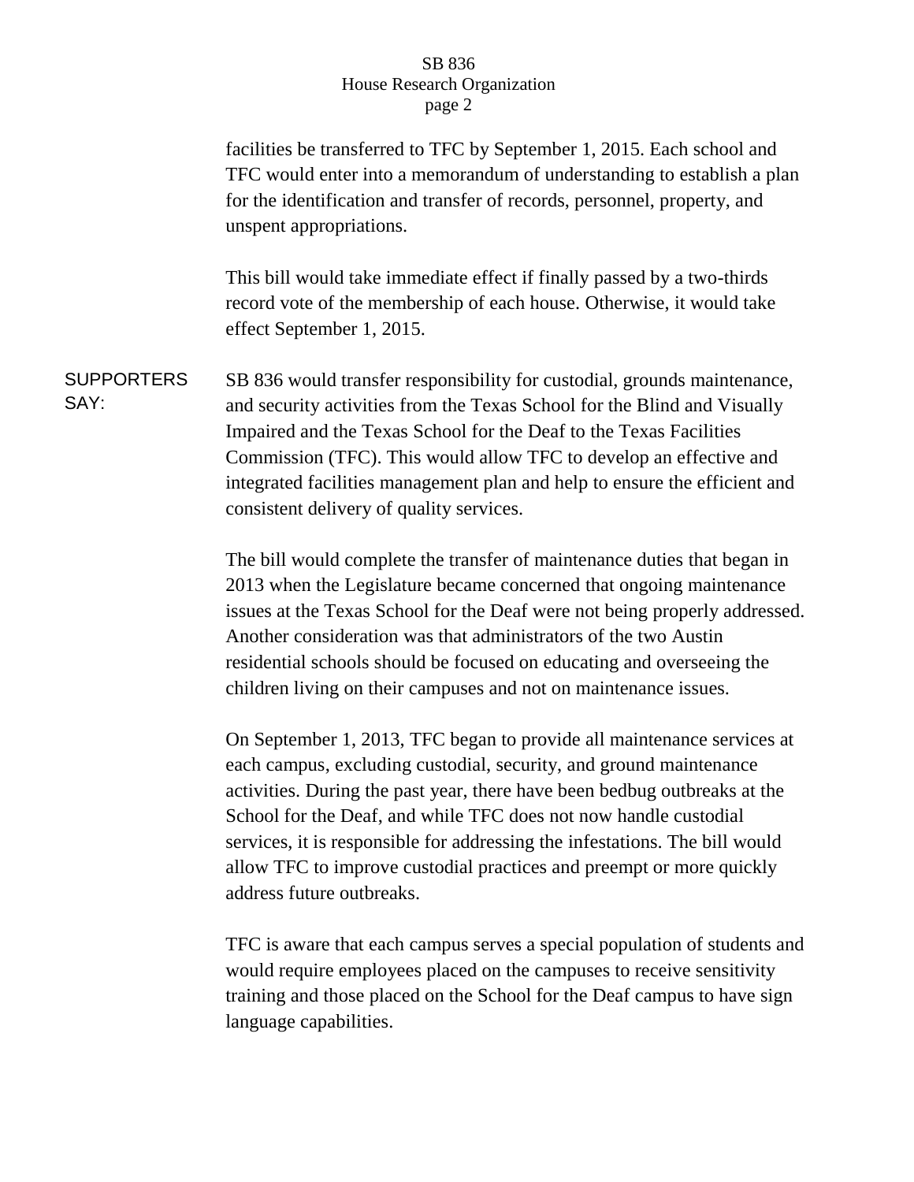facilities be transferred to TFC by September 1, 2015. Each school and TFC would enter into a memorandum of understanding to establish a plan for the identification and transfer of records, personnel, property, and unspent appropriations.

This bill would take immediate effect if finally passed by a two-thirds record vote of the membership of each house. Otherwise, it would take effect September 1, 2015.

**SUPPORTERS SAY:**

SB 836 would transfer responsibility for custodial, grounds maintenance, and security activities from the Texas School for the Blind and Visually Impaired and the Texas School for the Deaf to the Texas Facilities Commission (TFC). This would allow TFC to develop an effective and integrated facilities management plan and help to ensure the efficient and consistent delivery of quality services.

The bill would complete the transfer of maintenance duties that began in 2013 when the Legislature became concerned that ongoing maintenance issues at the Texas School for the Deaf were not being properly addressed. Another consideration was that administrators of the two Austin residential schools should be focused on educating and overseeing the children living on their campuses and not on maintenance issues.

On September 1, 2013, TFC began to provide all maintenance services at each campus, excluding custodial, security, and ground maintenance activities. During the past year, there have been bedbug outbreaks at the School for the Deaf, and while TFC does not now handle custodial services, it is responsible for addressing the infestations. The bill would allow TFC to improve custodial practices and preempt or more quickly address future outbreaks.

TFC is aware that each campus serves a special population of students and would require employees placed on the campuses to receive sensitivity training and those placed on the School for the Deaf campus to have sign language capabilities.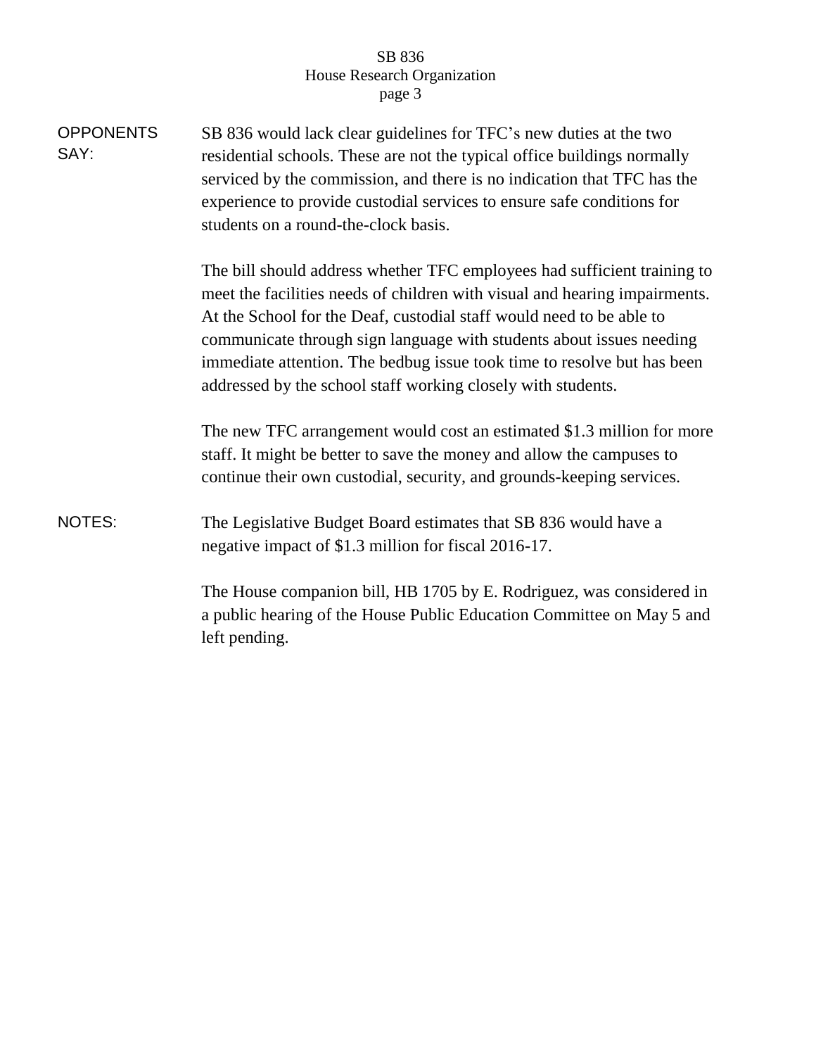**OPPONENTS SAY:**

SB 836 would lack clear guidelines for TFC's new duties at the two residential schools. These are not the typical office buildings normally serviced by the commission, and there is no indication that TFC has the experience to provide custodial services to ensure safe conditions for students on a round-the-clock basis.

The bill should address whether TFC employees had sufficient training to meet the facilities needs of children with visual and hearing impairments. At the School for the Deaf, custodial staff would need to be able to communicate through sign language with students about issues needing immediate attention. The bedbug issue took time to resolve but has been addressed by the school staff working closely with students.

The new TFC arrangement would cost an estimated $1.3 million for more staff. It might be better to save the money and allow the campuses to continue their own custodial, security, and grounds-keeping services.

**NOTES:**

The Legislative Budget Board estimates that SB 836 would have a negative impact of $1.3 million for fiscal 2016-17.

The House companion bill, HB 1705 by E. Rodriguez, was considered in a public hearing of the House Public Education Committee on May 5 and left pending.